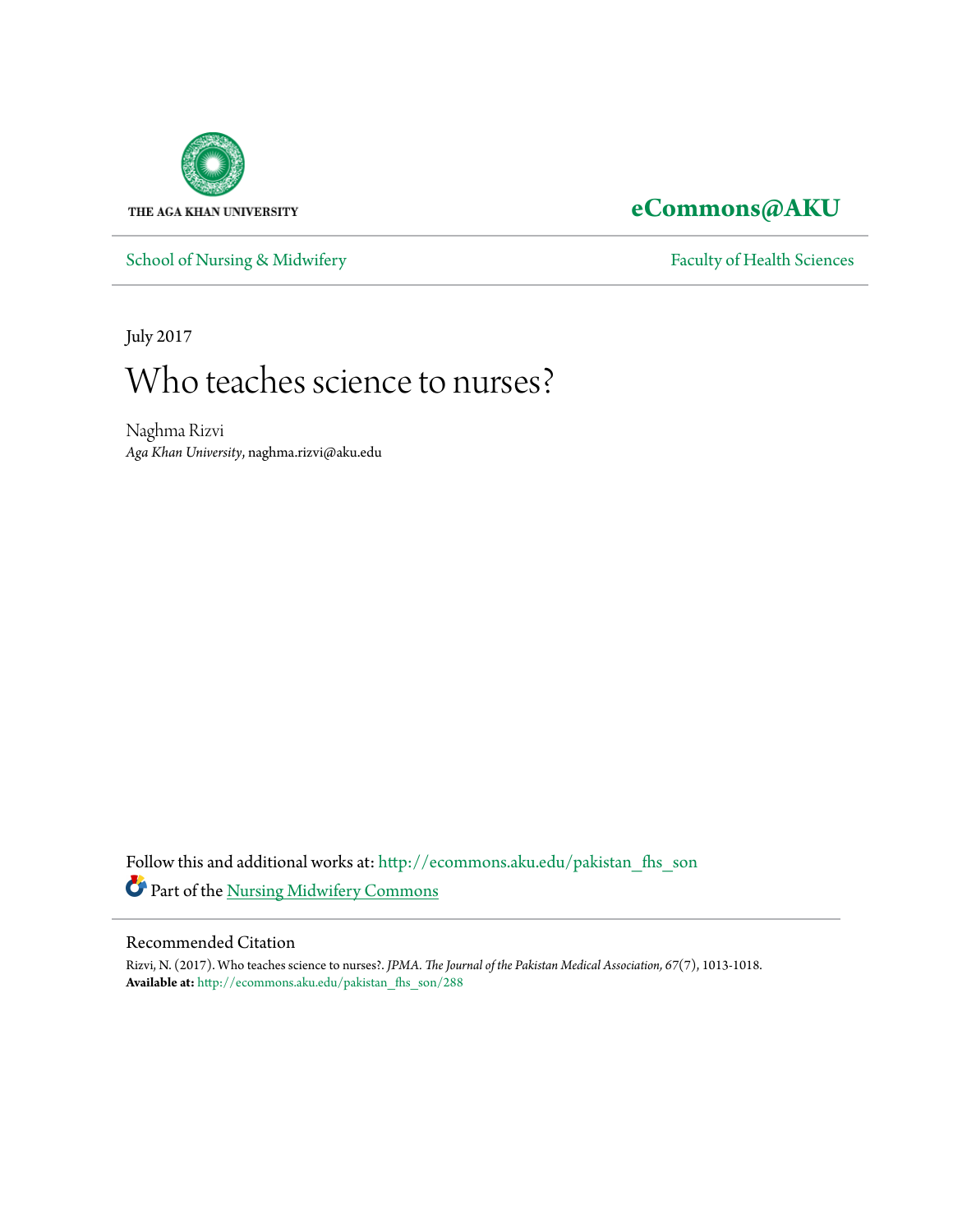THE AGA KHAN UNIVERSITY

**eCommons@AKU**

School of Nursing & Midwifery

Faculty of Health Sciences

July 2017

# Who teaches science to nurses?

Naghma Rizvi
*Aga Khan University*, naghma.rizvi@aku.edu

Follow this and additional works at: http://ecommons.aku.edu/pakistan_fhs_son

Part of the Nursing Midwifery Commons

## Recommended Citation

Rizvi, N. (2017). Who teaches science to nurses?. *JPMA. The Journal of the Pakistan Medical Association, 67*(7), 1013-1018.
**Available at:** http://ecommons.aku.edu/pakistan_fhs_son/288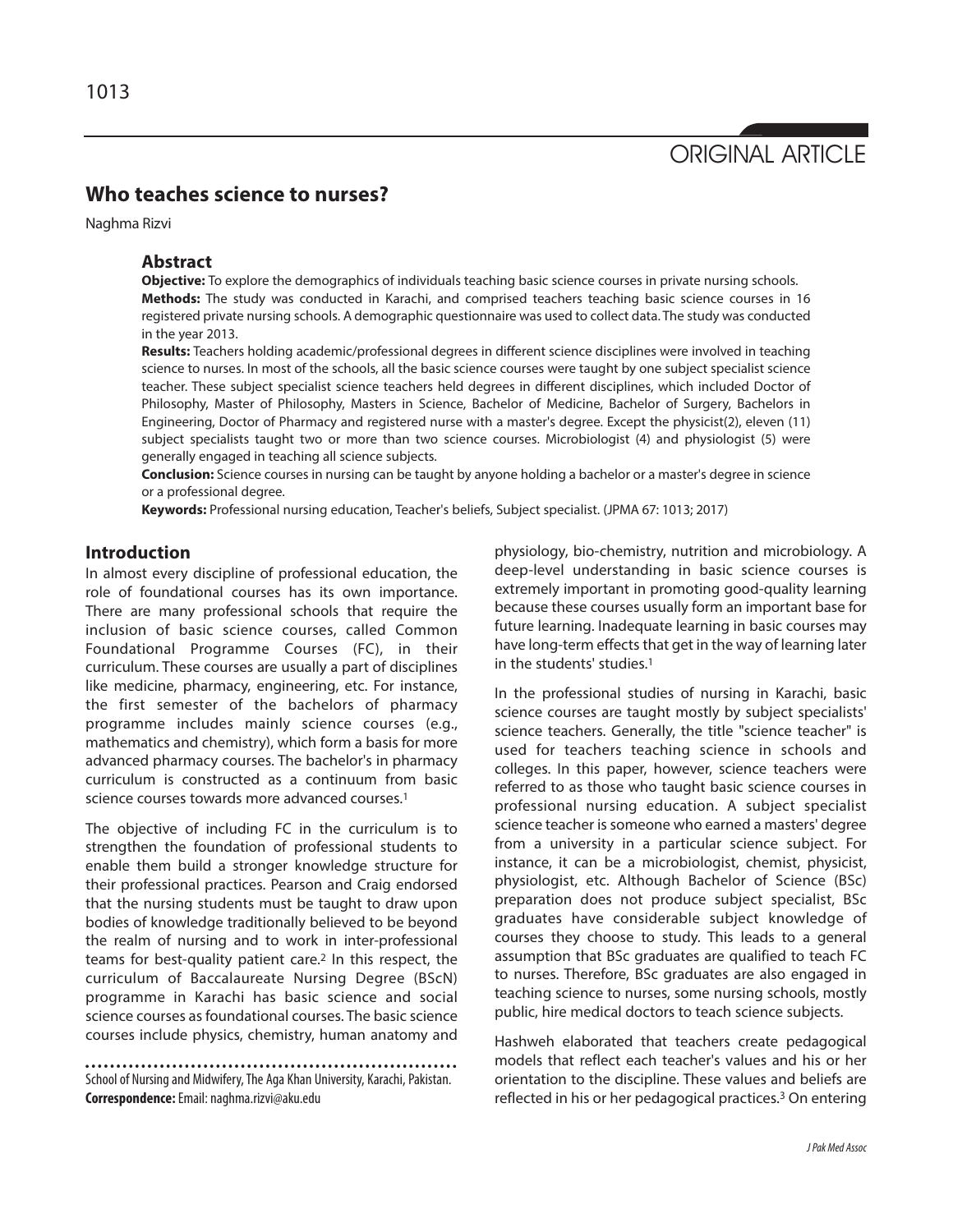ORIGINAL ARTICLE

# Who teaches science to nurses?

Naghma Rizvi

## Abstract

**Objective:** To explore the demographics of individuals teaching basic science courses in private nursing schools.

**Methods:** The study was conducted in Karachi, and comprised teachers teaching basic science courses in 16 registered private nursing schools. A demographic questionnaire was used to collect data. The study was conducted in the year 2013.

**Results:** Teachers holding academic/professional degrees in different science disciplines were involved in teaching science to nurses. In most of the schools, all the basic science courses were taught by one subject specialist science teacher. These subject specialist science teachers held degrees in different disciplines, which included Doctor of Philosophy, Master of Philosophy, Masters in Science, Bachelor of Medicine, Bachelor of Surgery, Bachelors in Engineering, Doctor of Pharmacy and registered nurse with a master's degree. Except the physicist(2), eleven (11) subject specialists taught two or more than two science courses. Microbiologist (4) and physiologist (5) were generally engaged in teaching all science subjects.

**Conclusion:** Science courses in nursing can be taught by anyone holding a bachelor or a master's degree in science or a professional degree.

**Keywords:** Professional nursing education, Teacher's beliefs, Subject specialist. (JPMA 67: 1013; 2017)

## Introduction

In almost every discipline of professional education, the role of foundational courses has its own importance. There are many professional schools that require the inclusion of basic science courses, called Common Foundational Programme Courses (FC), in their curriculum. These courses are usually a part of disciplines like medicine, pharmacy, engineering, etc. For instance, the first semester of the bachelors of pharmacy programme includes mainly science courses (e.g., mathematics and chemistry), which form a basis for more advanced pharmacy courses. The bachelor's in pharmacy curriculum is constructed as a continuum from basic science courses towards more advanced courses.[1]

The objective of including FC in the curriculum is to strengthen the foundation of professional students to enable them build a stronger knowledge structure for their professional practices. Pearson and Craig endorsed that the nursing students must be taught to draw upon bodies of knowledge traditionally believed to be beyond the realm of nursing and to work in inter-professional teams for best-quality patient care.[2] In this respect, the curriculum of Baccalaureate Nursing Degree (BScN) programme in Karachi has basic science and social science courses as foundational courses. The basic science courses include physics, chemistry, human anatomy and physiology, bio-chemistry, nutrition and microbiology. A deep-level understanding in basic science courses is extremely important in promoting good-quality learning because these courses usually form an important base for future learning. Inadequate learning in basic courses may have long-term effects that get in the way of learning later in the students' studies.[1]

In the professional studies of nursing in Karachi, basic science courses are taught mostly by subject specialists' science teachers. Generally, the title "science teacher" is used for teachers teaching science in schools and colleges. In this paper, however, science teachers were referred to as those who taught basic science courses in professional nursing education. A subject specialist science teacher is someone who earned a masters' degree from a university in a particular science subject. For instance, it can be a microbiologist, chemist, physicist, physiologist, etc. Although Bachelor of Science (BSc) preparation does not produce subject specialist, BSc graduates have considerable subject knowledge of courses they choose to study. This leads to a general assumption that BSc graduates are qualified to teach FC to nurses. Therefore, BSc graduates are also engaged in teaching science to nurses, some nursing schools, mostly public, hire medical doctors to teach science subjects.

Hashweh elaborated that teachers create pedagogical models that reflect each teacher's values and his or her orientation to the discipline. These values and beliefs are reflected in his or her pedagogical practices.[3] On entering

School of Nursing and Midwifery, The Aga Khan University, Karachi, Pakistan.

**Correspondence:** Email: naghma.rizvi@aku.edu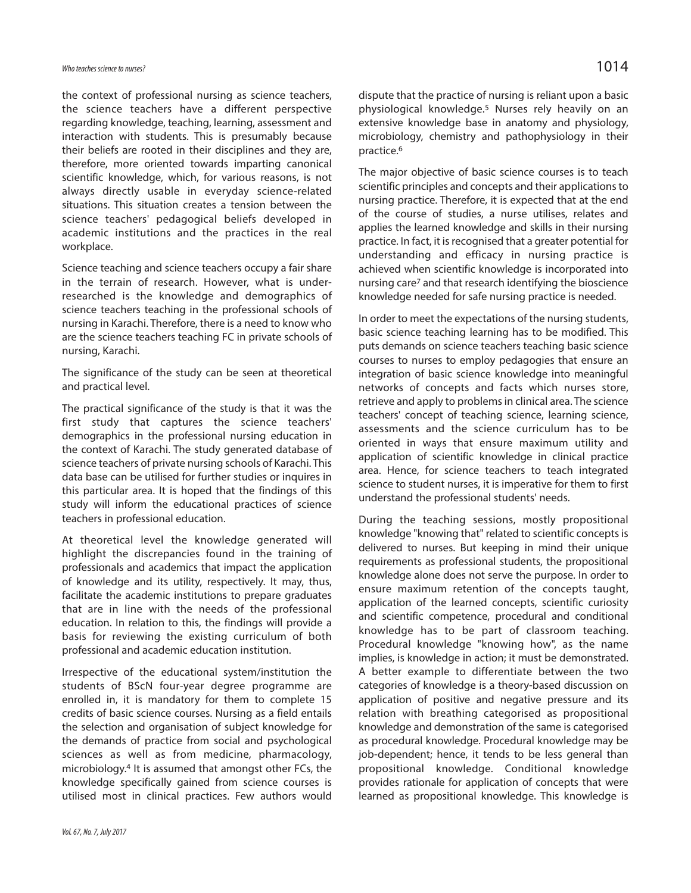the context of professional nursing as science teachers, the science teachers have a different perspective regarding knowledge, teaching, learning, assessment and interaction with students. This is presumably because their beliefs are rooted in their disciplines and they are, therefore, more oriented towards imparting canonical scientific knowledge, which, for various reasons, is not always directly usable in everyday science-related situations. This situation creates a tension between the science teachers' pedagogical beliefs developed in academic institutions and the practices in the real workplace.

Science teaching and science teachers occupy a fair share in the terrain of research. However, what is under-researched is the knowledge and demographics of science teachers teaching in the professional schools of nursing in Karachi. Therefore, there is a need to know who are the science teachers teaching FC in private schools of nursing, Karachi.

The significance of the study can be seen at theoretical and practical level.

The practical significance of the study is that it was the first study that captures the science teachers' demographics in the professional nursing education in the context of Karachi. The study generated database of science teachers of private nursing schools of Karachi. This data base can be utilised for further studies or inquires in this particular area. It is hoped that the findings of this study will inform the educational practices of science teachers in professional education.

At theoretical level the knowledge generated will highlight the discrepancies found in the training of professionals and academics that impact the application of knowledge and its utility, respectively. It may, thus, facilitate the academic institutions to prepare graduates that are in line with the needs of the professional education. In relation to this, the findings will provide a basis for reviewing the existing curriculum of both professional and academic education institution.

Irrespective of the educational system/institution the students of BScN four-year degree programme are enrolled in, it is mandatory for them to complete 15 credits of basic science courses. Nursing as a field entails the selection and organisation of subject knowledge for the demands of practice from social and psychological sciences as well as from medicine, pharmacology, microbiology.[4] It is assumed that amongst other FCs, the knowledge specifically gained from science courses is utilised most in clinical practices. Few authors would dispute that the practice of nursing is reliant upon a basic physiological knowledge.[5] Nurses rely heavily on an extensive knowledge base in anatomy and physiology, microbiology, chemistry and pathophysiology in their practice.[6]

The major objective of basic science courses is to teach scientific principles and concepts and their applications to nursing practice. Therefore, it is expected that at the end of the course of studies, a nurse utilises, relates and applies the learned knowledge and skills in their nursing practice. In fact, it is recognised that a greater potential for understanding and efficacy in nursing practice is achieved when scientific knowledge is incorporated into nursing care[7] and that research identifying the bioscience knowledge needed for safe nursing practice is needed.

In order to meet the expectations of the nursing students, basic science teaching learning has to be modified. This puts demands on science teachers teaching basic science courses to nurses to employ pedagogies that ensure an integration of basic science knowledge into meaningful networks of concepts and facts which nurses store, retrieve and apply to problems in clinical area. The science teachers' concept of teaching science, learning science, assessments and the science curriculum has to be oriented in ways that ensure maximum utility and application of scientific knowledge in clinical practice area. Hence, for science teachers to teach integrated science to student nurses, it is imperative for them to first understand the professional students' needs.

During the teaching sessions, mostly propositional knowledge "knowing that" related to scientific concepts is delivered to nurses. But keeping in mind their unique requirements as professional students, the propositional knowledge alone does not serve the purpose. In order to ensure maximum retention of the concepts taught, application of the learned concepts, scientific curiosity and scientific competence, procedural and conditional knowledge has to be part of classroom teaching. Procedural knowledge "knowing how", as the name implies, is knowledge in action; it must be demonstrated. A better example to differentiate between the two categories of knowledge is a theory-based discussion on application of positive and negative pressure and its relation with breathing categorised as propositional knowledge and demonstration of the same is categorised as procedural knowledge. Procedural knowledge may be job-dependent; hence, it tends to be less general than propositional knowledge. Conditional knowledge provides rationale for application of concepts that were learned as propositional knowledge. This knowledge is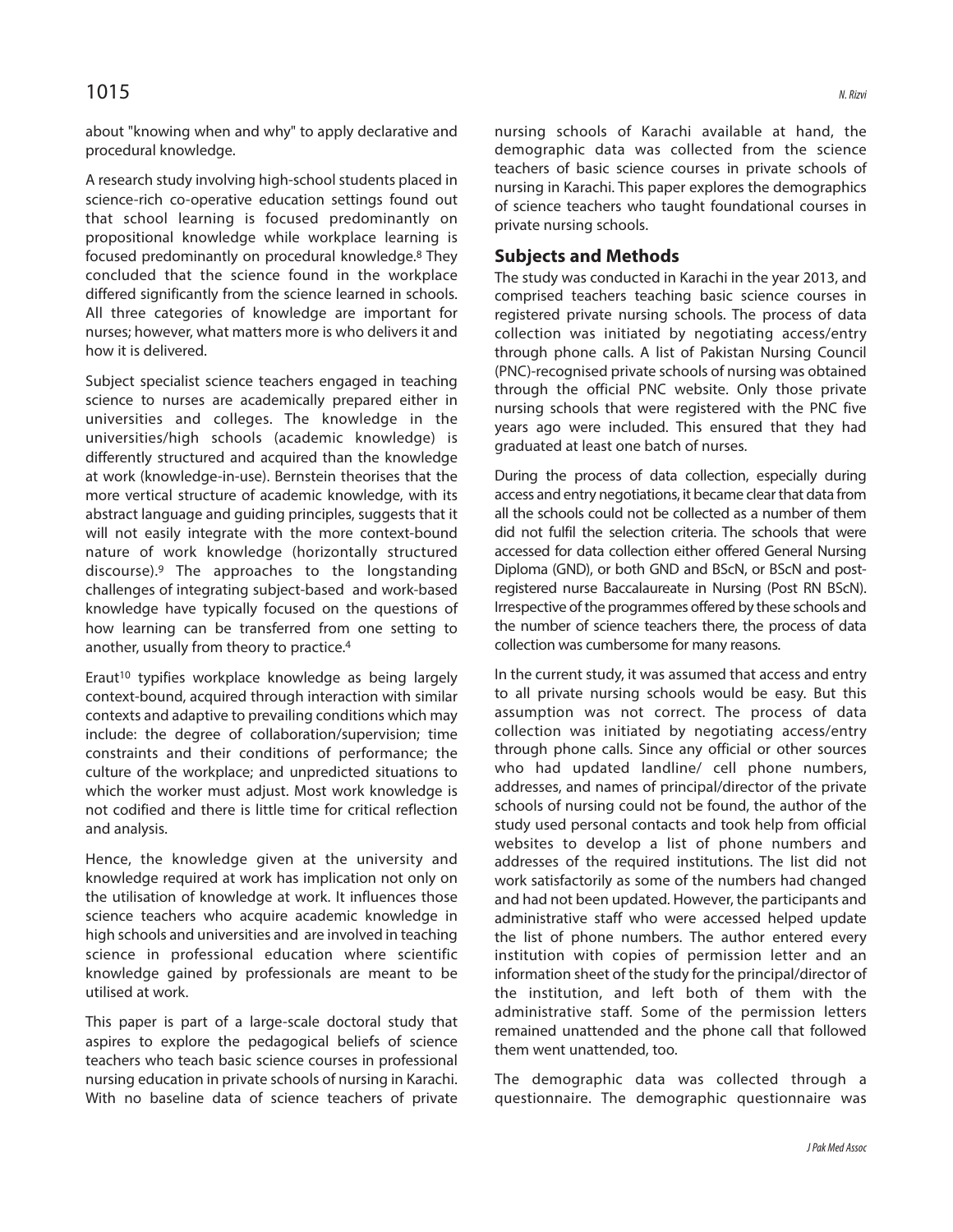about "knowing when and why" to apply declarative and procedural knowledge.

A research study involving high-school students placed in science-rich co-operative education settings found out that school learning is focused predominantly on propositional knowledge while workplace learning is focused predominantly on procedural knowledge.[8] They concluded that the science found in the workplace differed significantly from the science learned in schools. All three categories of knowledge are important for nurses; however, what matters more is who delivers it and how it is delivered.

Subject specialist science teachers engaged in teaching science to nurses are academically prepared either in universities and colleges. The knowledge in the universities/high schools (academic knowledge) is differently structured and acquired than the knowledge at work (knowledge-in-use). Bernstein theorises that the more vertical structure of academic knowledge, with its abstract language and guiding principles, suggests that it will not easily integrate with the more context-bound nature of work knowledge (horizontally structured discourse).[9] The approaches to the longstanding challenges of integrating subject-based and work-based knowledge have typically focused on the questions of how learning can be transferred from one setting to another, usually from theory to practice.[4]

Eraut[10] typifies workplace knowledge as being largely context-bound, acquired through interaction with similar contexts and adaptive to prevailing conditions which may include: the degree of collaboration/supervision; time constraints and their conditions of performance; the culture of the workplace; and unpredicted situations to which the worker must adjust. Most work knowledge is not codified and there is little time for critical reflection and analysis.

Hence, the knowledge given at the university and knowledge required at work has implication not only on the utilisation of knowledge at work. It influences those science teachers who acquire academic knowledge in high schools and universities and are involved in teaching science in professional education where scientific knowledge gained by professionals are meant to be utilised at work.

This paper is part of a large-scale doctoral study that aspires to explore the pedagogical beliefs of science teachers who teach basic science courses in professional nursing education in private schools of nursing in Karachi. With no baseline data of science teachers of private nursing schools of Karachi available at hand, the demographic data was collected from the science teachers of basic science courses in private schools of nursing in Karachi. This paper explores the demographics of science teachers who taught foundational courses in private nursing schools.

## Subjects and Methods

The study was conducted in Karachi in the year 2013, and comprised teachers teaching basic science courses in registered private nursing schools. The process of data collection was initiated by negotiating access/entry through phone calls. A list of Pakistan Nursing Council (PNC)-recognised private schools of nursing was obtained through the official PNC website. Only those private nursing schools that were registered with the PNC five years ago were included. This ensured that they had graduated at least one batch of nurses.

During the process of data collection, especially during access and entry negotiations, it became clear that data from all the schools could not be collected as a number of them did not fulfil the selection criteria. The schools that were accessed for data collection either offered General Nursing Diploma (GND), or both GND and BScN, or BScN and post-registered nurse Baccalaureate in Nursing (Post RN BScN). Irrespective of the programmes offered by these schools and the number of science teachers there, the process of data collection was cumbersome for many reasons.

In the current study, it was assumed that access and entry to all private nursing schools would be easy. But this assumption was not correct. The process of data collection was initiated by negotiating access/entry through phone calls. Since any official or other sources who had updated landline/ cell phone numbers, addresses, and names of principal/director of the private schools of nursing could not be found, the author of the study used personal contacts and took help from official websites to develop a list of phone numbers and addresses of the required institutions. The list did not work satisfactorily as some of the numbers had changed and had not been updated. However, the participants and administrative staff who were accessed helped update the list of phone numbers. The author entered every institution with copies of permission letter and an information sheet of the study for the principal/director of the institution, and left both of them with the administrative staff. Some of the permission letters remained unattended and the phone call that followed them went unattended, too.

The demographic data was collected through a questionnaire. The demographic questionnaire was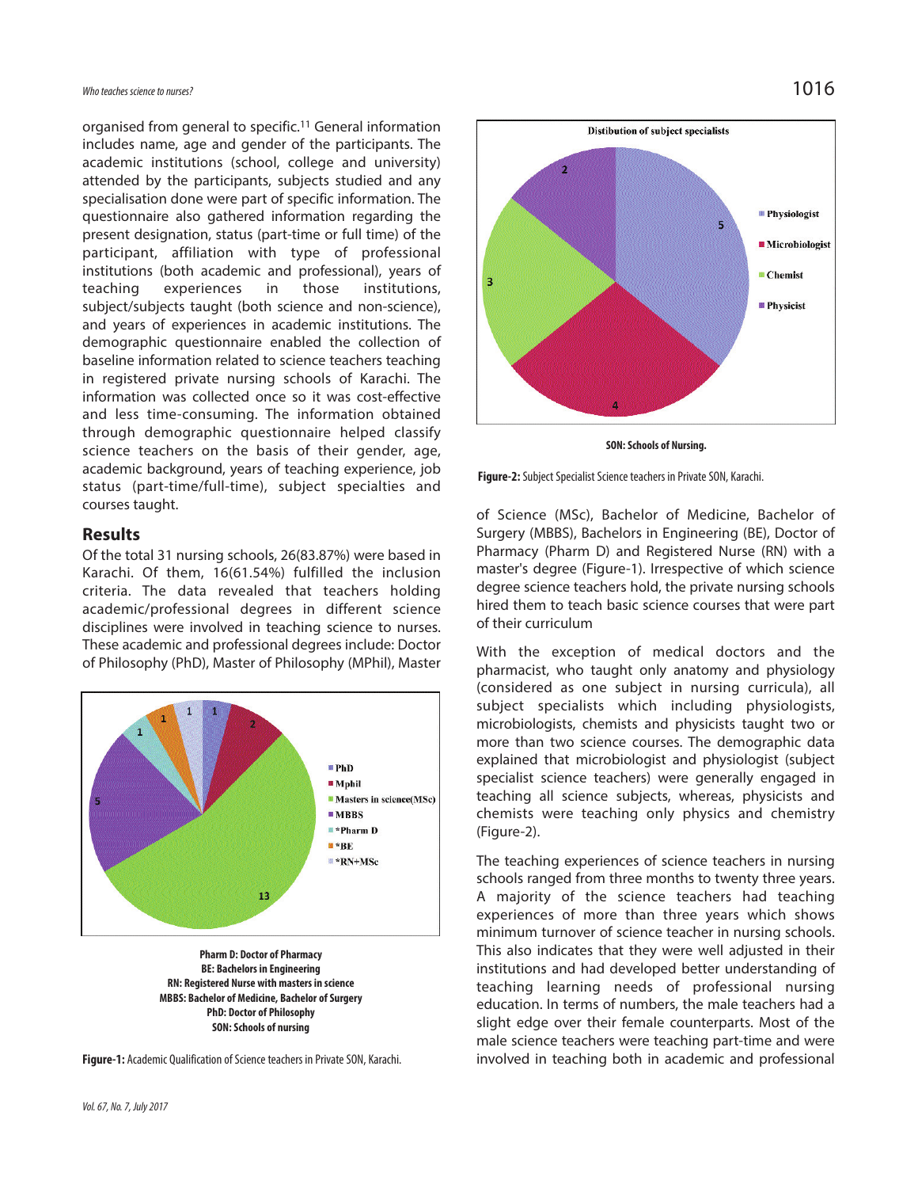organised from general to specific.[11] General information includes name, age and gender of the participants. The academic institutions (school, college and university) attended by the participants, subjects studied and any specialisation done were part of specific information. The questionnaire also gathered information regarding the present designation, status (part-time or full time) of the participant, affiliation with type of professional institutions (both academic and professional), years of teaching experiences in those institutions, subject/subjects taught (both science and non-science), and years of experiences in academic institutions. The demographic questionnaire enabled the collection of baseline information related to science teachers teaching in registered private nursing schools of Karachi. The information was collected once so it was cost-effective and less time-consuming. The information obtained through demographic questionnaire helped classify science teachers on the basis of their gender, age, academic background, years of teaching experience, job status (part-time/full-time), subject specialties and courses taught.

## Results

Of the total 31 nursing schools, 26(83.87%) were based in Karachi. Of them, 16(61.54%) fulfilled the inclusion criteria. The data revealed that teachers holding academic/professional degrees in different science disciplines were involved in teaching science to nurses. These academic and professional degrees include: Doctor of Philosophy (PhD), Master of Philosophy (MPhil), Master of Science (MSc), Bachelor of Medicine, Bachelor of Surgery (MBBS), Bachelors in Engineering (BE), Doctor of Pharmacy (Pharm D) and Registered Nurse (RN) with a master's degree (Figure-1). Irrespective of which science degree science teachers hold, the private nursing schools hired them to teach basic science courses that were part of their curriculum

Pharm D: Doctor of Pharmacy
BE: Bachelors in Engineering
RN: Registered Nurse with masters in science
MBBS: Bachelor of Medicine, Bachelor of Surgery
PhD: Doctor of Philosophy
SON: Schools of nursing

**Figure-1:** Academic Qualification of Science teachers in Private SON, Karachi.

SON: Schools of Nursing.

**Figure-2:** Subject Specialist Science teachers in Private SON, Karachi.

With the exception of medical doctors and the pharmacist, who taught only anatomy and physiology (considered as one subject in nursing curricula), all subject specialists which including physiologists, microbiologists, chemists and physicists taught two or more than two science courses. The demographic data explained that microbiologist and physiologist (subject specialist science teachers) were generally engaged in teaching all science subjects, whereas, physicists and chemists were teaching only physics and chemistry (Figure-2).

The teaching experiences of science teachers in nursing schools ranged from three months to twenty three years. A majority of the science teachers had teaching experiences of more than three years which shows minimum turnover of science teacher in nursing schools. This also indicates that they were well adjusted in their institutions and had developed better understanding of teaching learning needs of professional nursing education. In terms of numbers, the male teachers had a slight edge over their female counterparts. Most of the male science teachers were teaching part-time and were involved in teaching both in academic and professional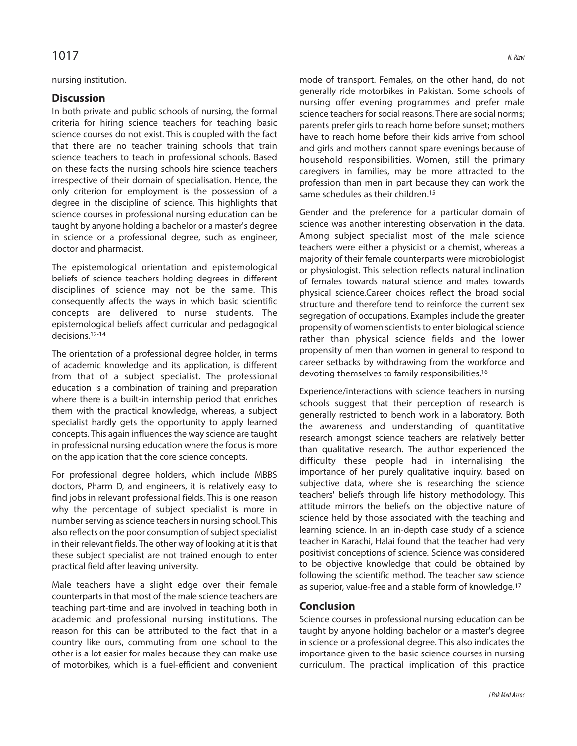nursing institution.

## Discussion

In both private and public schools of nursing, the formal criteria for hiring science teachers for teaching basic science courses do not exist. This is coupled with the fact that there are no teacher training schools that train science teachers to teach in professional schools. Based on these facts the nursing schools hire science teachers irrespective of their domain of specialisation. Hence, the only criterion for employment is the possession of a degree in the discipline of science. This highlights that science courses in professional nursing education can be taught by anyone holding a bachelor or a master's degree in science or a professional degree, such as engineer, doctor and pharmacist.

The epistemological orientation and epistemological beliefs of science teachers holding degrees in different disciplines of science may not be the same. This consequently affects the ways in which basic scientific concepts are delivered to nurse students. The epistemological beliefs affect curricular and pedagogical decisions.[12-14]

The orientation of a professional degree holder, in terms of academic knowledge and its application, is different from that of a subject specialist. The professional education is a combination of training and preparation where there is a built-in internship period that enriches them with the practical knowledge, whereas, a subject specialist hardly gets the opportunity to apply learned concepts. This again influences the way science are taught in professional nursing education where the focus is more on the application that the core science concepts.

For professional degree holders, which include MBBS doctors, Pharm D, and engineers, it is relatively easy to find jobs in relevant professional fields. This is one reason why the percentage of subject specialist is more in number serving as science teachers in nursing school. This also reflects on the poor consumption of subject specialist in their relevant fields. The other way of looking at it is that these subject specialist are not trained enough to enter practical field after leaving university.

Male teachers have a slight edge over their female counterparts in that most of the male science teachers are teaching part-time and are involved in teaching both in academic and professional nursing institutions. The reason for this can be attributed to the fact that in a country like ours, commuting from one school to the other is a lot easier for males because they can make use of motorbikes, which is a fuel-efficient and convenient mode of transport. Females, on the other hand, do not generally ride motorbikes in Pakistan. Some schools of nursing offer evening programmes and prefer male science teachers for social reasons. There are social norms; parents prefer girls to reach home before sunset; mothers have to reach home before their kids arrive from school and girls and mothers cannot spare evenings because of household responsibilities. Women, still the primary caregivers in families, may be more attracted to the profession than men in part because they can work the same schedules as their children.[15]

Gender and the preference for a particular domain of science was another interesting observation in the data. Among subject specialist most of the male science teachers were either a physicist or a chemist, whereas a majority of their female counterparts were microbiologist or physiologist. This selection reflects natural inclination of females towards natural science and males towards physical science.Career choices reflect the broad social structure and therefore tend to reinforce the current sex segregation of occupations. Examples include the greater propensity of women scientists to enter biological science rather than physical science fields and the lower propensity of men than women in general to respond to career setbacks by withdrawing from the workforce and devoting themselves to family responsibilities.[16]

Experience/interactions with science teachers in nursing schools suggest that their perception of research is generally restricted to bench work in a laboratory. Both the awareness and understanding of quantitative research amongst science teachers are relatively better than qualitative research. The author experienced the difficulty these people had in internalising the importance of her purely qualitative inquiry, based on subjective data, where she is researching the science teachers' beliefs through life history methodology. This attitude mirrors the beliefs on the objective nature of science held by those associated with the teaching and learning science. In an in-depth case study of a science teacher in Karachi, Halai found that the teacher had very positivist conceptions of science. Science was considered to be objective knowledge that could be obtained by following the scientific method. The teacher saw science as superior, value-free and a stable form of knowledge.[17]

## Conclusion

Science courses in professional nursing education can be taught by anyone holding bachelor or a master's degree in science or a professional degree. This also indicates the importance given to the basic science courses in nursing curriculum. The practical implication of this practice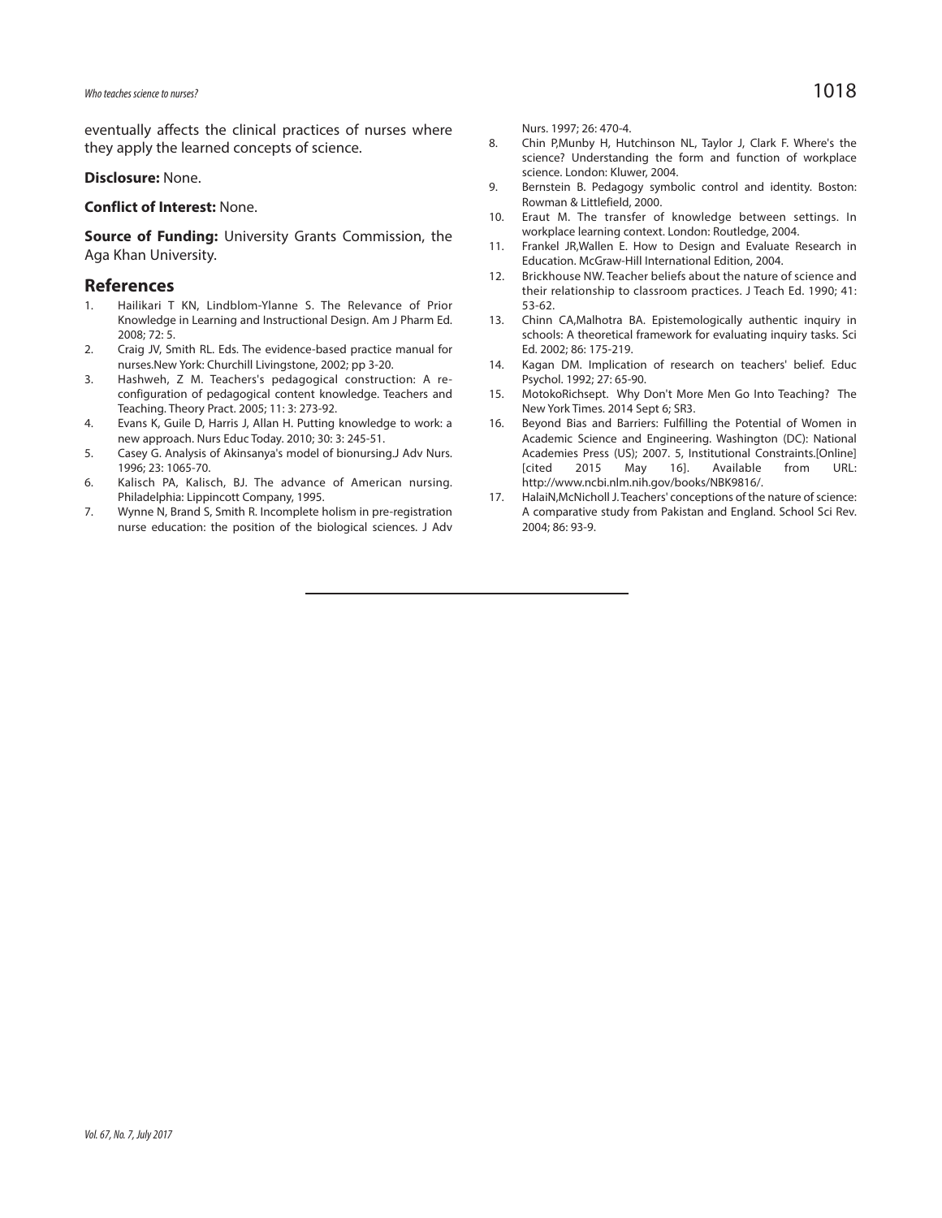eventually affects the clinical practices of nurses where they apply the learned concepts of science.

**Disclosure:** None.

**Conflict of Interest:** None.

**Source of Funding:** University Grants Commission, the Aga Khan University.

## References

1. Hailikari T KN, Lindblom-Ylanne S. The Relevance of Prior Knowledge in Learning and Instructional Design. Am J Pharm Ed. 2008; 72: 5.
2. Craig JV, Smith RL. Eds. The evidence-based practice manual for nurses.New York: Churchill Livingstone, 2002; pp 3-20.
3. Hashweh, Z M. Teachers's pedagogical construction: A re-configuration of pedagogical content knowledge. Teachers and Teaching. Theory Pract. 2005; 11: 3: 273-92.
4. Evans K, Guile D, Harris J, Allan H. Putting knowledge to work: a new approach. Nurs Educ Today. 2010; 30: 3: 245-51.
5. Casey G. Analysis of Akinsanya's model of bionursing.J Adv Nurs. 1996; 23: 1065-70.
6. Kalisch PA, Kalisch, BJ. The advance of American nursing. Philadelphia: Lippincott Company, 1995.
7. Wynne N, Brand S, Smith R. Incomplete holism in pre-registration nurse education: the position of the biological sciences. J Adv Nurs. 1997; 26: 470-4.
8. Chin P,Munby H, Hutchinson NL, Taylor J, Clark F. Where's the science? Understanding the form and function of workplace science. London: Kluwer, 2004.
9. Bernstein B. Pedagogy symbolic control and identity. Boston: Rowman & Littlefield, 2000.
10. Eraut M. The transfer of knowledge between settings. In workplace learning context. London: Routledge, 2004.
11. Frankel JR,Wallen E. How to Design and Evaluate Research in Education. McGraw-Hill International Edition, 2004.
12. Brickhouse NW. Teacher beliefs about the nature of science and their relationship to classroom practices. J Teach Ed. 1990; 41: 53-62.
13. Chinn CA,Malhotra BA. Epistemologically authentic inquiry in schools: A theoretical framework for evaluating inquiry tasks. Sci Ed. 2002; 86: 175-219.
14. Kagan DM. Implication of research on teachers' belief. Educ Psychol. 1992; 27: 65-90.
15. MotokoRichsept. Why Don't More Men Go Into Teaching? The New York Times. 2014 Sept 6; SR3.
16. Beyond Bias and Barriers: Fulfilling the Potential of Women in Academic Science and Engineering. Washington (DC): National Academies Press (US); 2007. 5, Institutional Constraints.[Online] [cited 2015 May 16]. Available from URL: http://www.ncbi.nlm.nih.gov/books/NBK9816/.
17. HalaiN,McNicholl J. Teachers' conceptions of the nature of science: A comparative study from Pakistan and England. School Sci Rev. 2004; 86: 93-9.